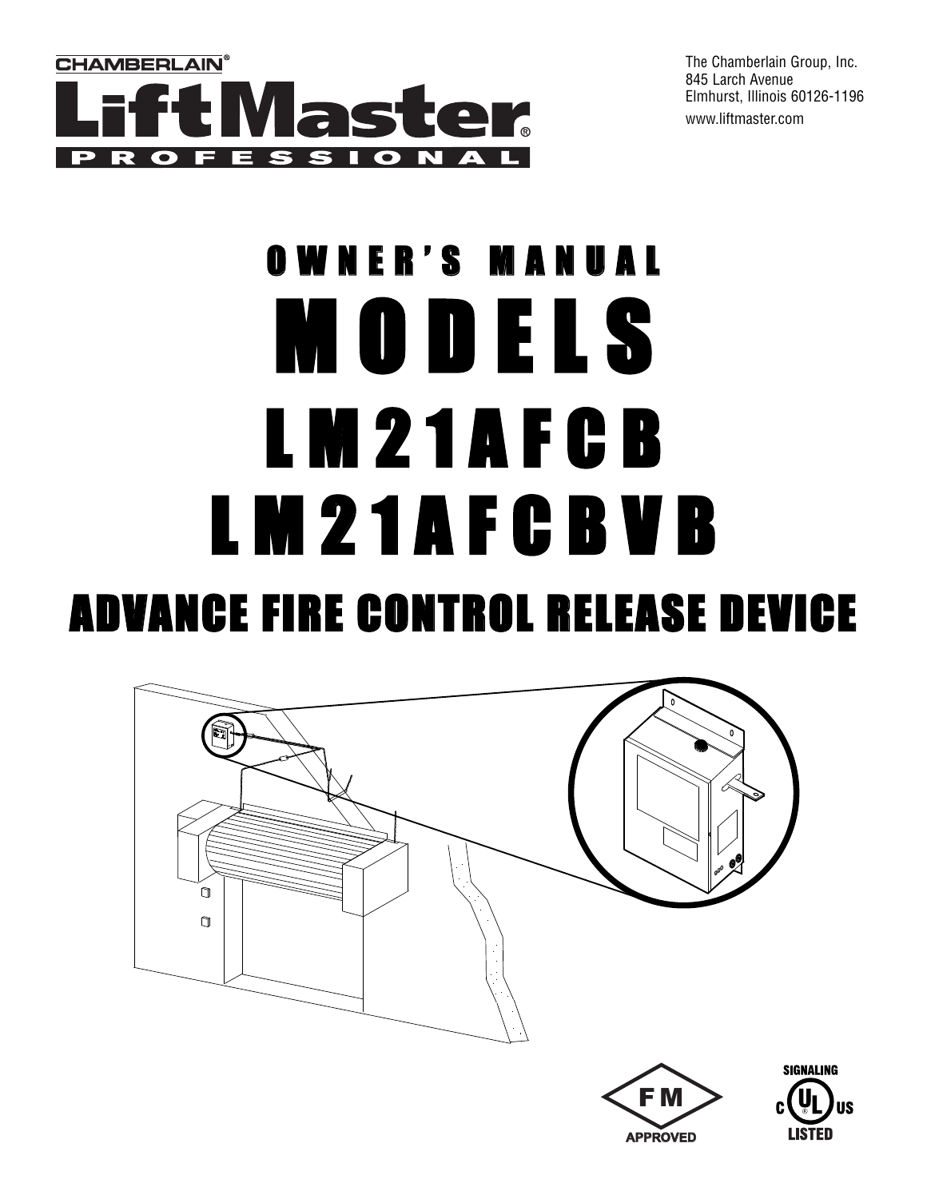CHAMBERLAIN®

LiftMaster® PROFESSIONAL

The Chamberlain Group, Inc.
845 Larch Avenue
Elmhurst, Illinois 60126-1196
www.liftmaster.com

# OWNER'S MANUAL

# MODELS

# LM21AFCB

# LM21AFCBVB

## ADVANCE FIRE CONTROL RELEASE DEVICE

FM APPROVED

SIGNALING C UL US LISTED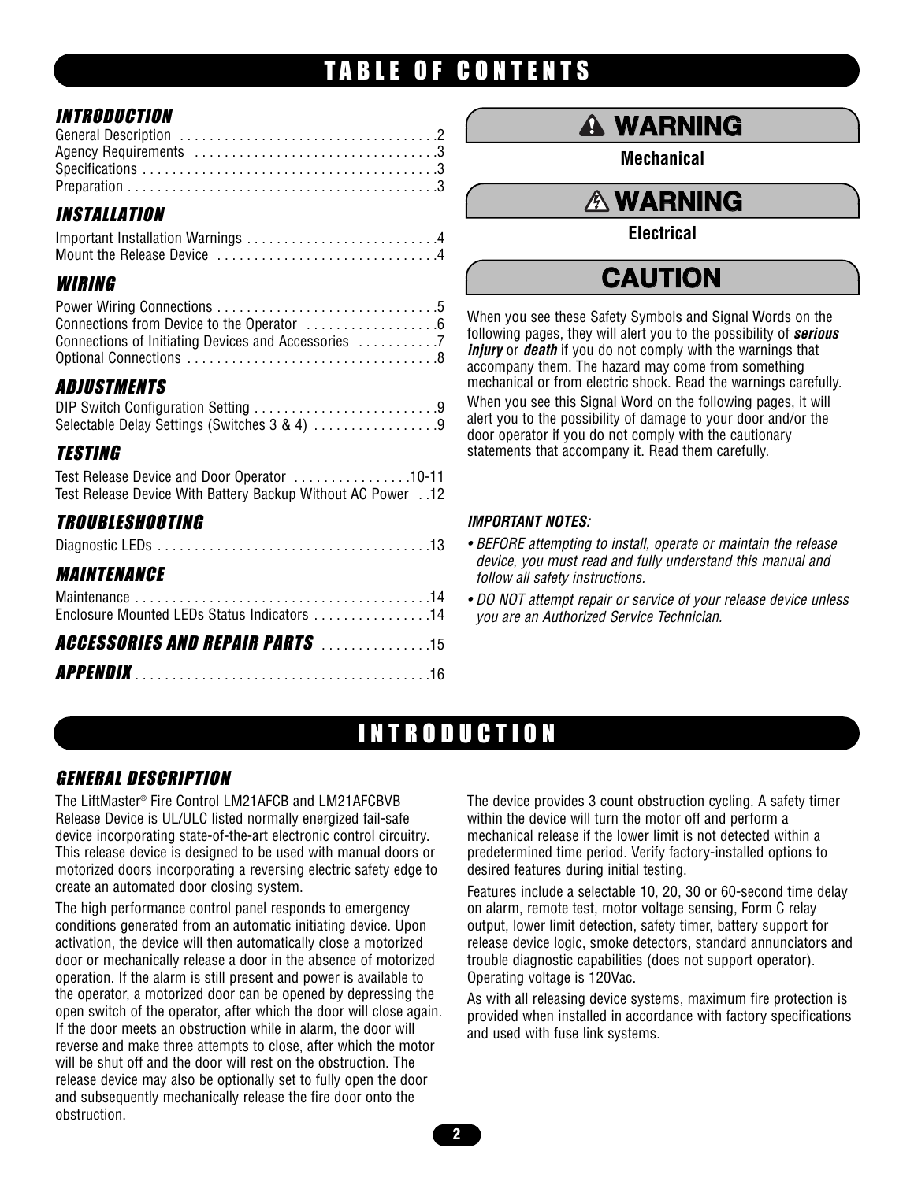# TABLE OF CONTENTS

### *INTRODUCTION*

General Description . . . . . . . . . . . . . . . . . . . . . . . . . . . . . . . . . . .2
Agency Requirements . . . . . . . . . . . . . . . . . . . . . . . . . . . . . . . . .3
Specifications . . . . . . . . . . . . . . . . . . . . . . . . . . . . . . . . . . . . . . .3
Preparation . . . . . . . . . . . . . . . . . . . . . . . . . . . . . . . . . . . . . . . . .3

### *INSTALLATION*

Important Installation Warnings . . . . . . . . . . . . . . . . . . . . . . . . .4
Mount the Release Device . . . . . . . . . . . . . . . . . . . . . . . . . . . . .4

### *WIRING*

Power Wiring Connections . . . . . . . . . . . . . . . . . . . . . . . . . . . . .5
Connections from Device to the Operator . . . . . . . . . . . . . . . . .6
Connections of Initiating Devices and Accessories . . . . . . . . . . .7
Optional Connections . . . . . . . . . . . . . . . . . . . . . . . . . . . . . . . . .8

### *ADJUSTMENTS*

DIP Switch Configuration Setting . . . . . . . . . . . . . . . . . . . . . . . .9
Selectable Delay Settings (Switches 3 & 4) . . . . . . . . . . . . . . . .9

### *TESTING*

Test Release Device and Door Operator . . . . . . . . . . . . . . . .10-11
Test Release Device With Battery Backup Without AC Power . .12

### *TROUBLESHOOTING*

Diagnostic LEDs . . . . . . . . . . . . . . . . . . . . . . . . . . . . . . . . . . . .13

### *MAINTENANCE*

Maintenance . . . . . . . . . . . . . . . . . . . . . . . . . . . . . . . . . . . . . . .14
Enclosure Mounted LEDs Status Indicators . . . . . . . . . . . . . . . .14

### *ACCESSORIES AND REPAIR PARTS* . . . . . . . . . . . . . .15

### *APPENDIX* . . . . . . . . . . . . . . . . . . . . . . . . . . . . . . . . . . . . . .16

**⚠ WARNING**

**Mechanical**

**⚠ WARNING**

**Electrical**

**CAUTION**

When you see these Safety Symbols and Signal Words on the following pages, they will alert you to the possibility of ***serious injury*** or ***death*** if you do not comply with the warnings that accompany them. The hazard may come from something mechanical or from electric shock. Read the warnings carefully.

When you see this Signal Word on the following pages, it will alert you to the possibility of damage to your door and/or the door operator if you do not comply with the cautionary statements that accompany it. Read them carefully.

***IMPORTANT NOTES:***

- *BEFORE attempting to install, operate or maintain the release device, you must read and fully understand this manual and follow all safety instructions.*
- *DO NOT attempt repair or service of your release device unless you are an Authorized Service Technician.*

# INTRODUCTION

### *GENERAL DESCRIPTION*

The LiftMaster® Fire Control LM21AFCB and LM21AFCBVB Release Device is UL/ULC listed normally energized fail-safe device incorporating state-of-the-art electronic control circuitry. This release device is designed to be used with manual doors or motorized doors incorporating a reversing electric safety edge to create an automated door closing system.

The high performance control panel responds to emergency conditions generated from an automatic initiating device. Upon activation, the device will then automatically close a motorized door or mechanically release a door in the absence of motorized operation. If the alarm is still present and power is available to the operator, a motorized door can be opened by depressing the open switch of the operator, after which the door will close again. If the door meets an obstruction while in alarm, the door will reverse and make three attempts to close, after which the motor will be shut off and the door will rest on the obstruction. The release device may also be optionally set to fully open the door and subsequently mechanically release the fire door onto the obstruction.

The device provides 3 count obstruction cycling. A safety timer within the device will turn the motor off and perform a mechanical release if the lower limit is not detected within a predetermined time period. Verify factory-installed options to desired features during initial testing.

Features include a selectable 10, 20, 30 or 60-second time delay on alarm, remote test, motor voltage sensing, Form C relay output, lower limit detection, safety timer, battery support for release device logic, smoke detectors, standard annunciators and trouble diagnostic capabilities (does not support operator). Operating voltage is 120Vac.

As with all releasing device systems, maximum fire protection is provided when installed in accordance with factory specifications and used with fuse link systems.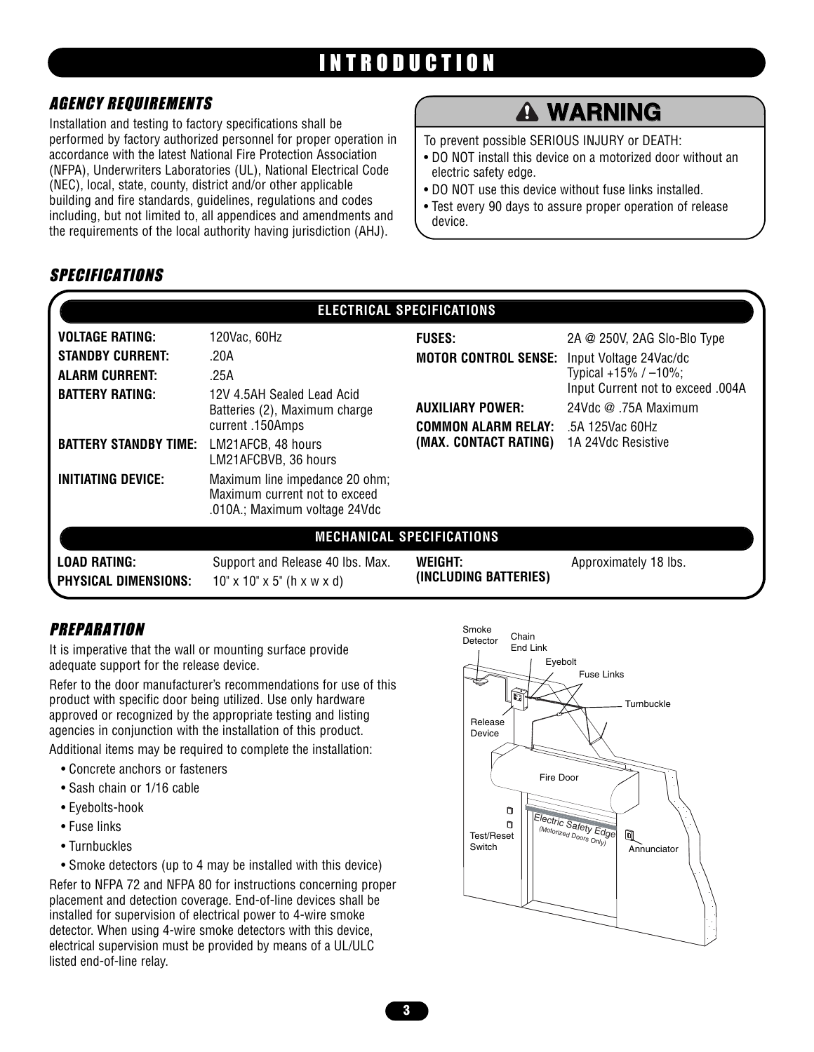# INTRODUCTION

## AGENCY REQUIREMENTS

Installation and testing to factory specifications shall be performed by factory authorized personnel for proper operation in accordance with the latest National Fire Protection Association (NFPA), Underwriters Laboratories (UL), National Electrical Code (NEC), local, state, county, district and/or other applicable building and fire standards, guidelines, regulations and codes including, but not limited to, all appendices and amendments and the requirements of the local authority having jurisdiction (AHJ).

> **⚠ WARNING**
>
> To prevent possible SERIOUS INJURY or DEATH:
> - DO NOT install this device on a motorized door without an electric safety edge.
> - DO NOT use this device without fuse links installed.
> - Test every 90 days to assure proper operation of release device.

## SPECIFICATIONS

| ELECTRICAL SPECIFICATIONS | | | |
|---|---|---|---|
| **VOLTAGE RATING:** | 120Vac, 60Hz | **FUSES:** | 2A @ 250V, 2AG Slo-Blo Type |
| **STANDBY CURRENT:** | .20A | **MOTOR CONTROL SENSE:** | Input Voltage 24Vac/dc Typical +15% / –10%; Input Current not to exceed .004A |
| **ALARM CURRENT:** | .25A | | |
| **BATTERY RATING:** | 12V 4.5AH Sealed Lead Acid Batteries (2), Maximum charge current .150Amps | **AUXILIARY POWER:** | 24Vdc @ .75A Maximum |
| **BATTERY STANDBY TIME:** | LM21AFCB, 48 hours<br>LM21AFCBVB, 36 hours | **COMMON ALARM RELAY: (MAX. CONTACT RATING)** | .5A 125Vac 60Hz<br>1A 24Vdc Resistive |
| **INITIATING DEVICE:** | Maximum line impedance 20 ohm; Maximum current not to exceed .010A.; Maximum voltage 24Vdc | | |

| MECHANICAL SPECIFICATIONS | | | |
|---|---|---|---|
| **LOAD RATING:** | Support and Release 40 lbs. Max. | **WEIGHT: (INCLUDING BATTERIES)** | Approximately 18 lbs. |
| **PHYSICAL DIMENSIONS:** | 10" x 10" x 5" (h x w x d) | | |

## PREPARATION

It is imperative that the wall or mounting surface provide adequate support for the release device.

Refer to the door manufacturer's recommendations for use of this product with specific door being utilized. Use only hardware approved or recognized by the appropriate testing and listing agencies in conjunction with the installation of this product.

Additional items may be required to complete the installation:

- Concrete anchors or fasteners
- Sash chain or 1/16 cable
- Eyebolts-hook
- Fuse links
- Turnbuckles
- Smoke detectors (up to 4 may be installed with this device)

Refer to NFPA 72 and NFPA 80 for instructions concerning proper placement and detection coverage. End-of-line devices shall be installed for supervision of electrical power to 4-wire smoke detector. When using 4-wire smoke detectors with this device, electrical supervision must be provided by means of a UL/ULC listed end-of-line relay.

Smoke Detector, Chain End Link, Eyebolt, Fuse Links, Turnbuckle, Release Device, Fire Door, Electric Safety Edge (Motorized Doors Only), Test/Reset Switch, Annunciator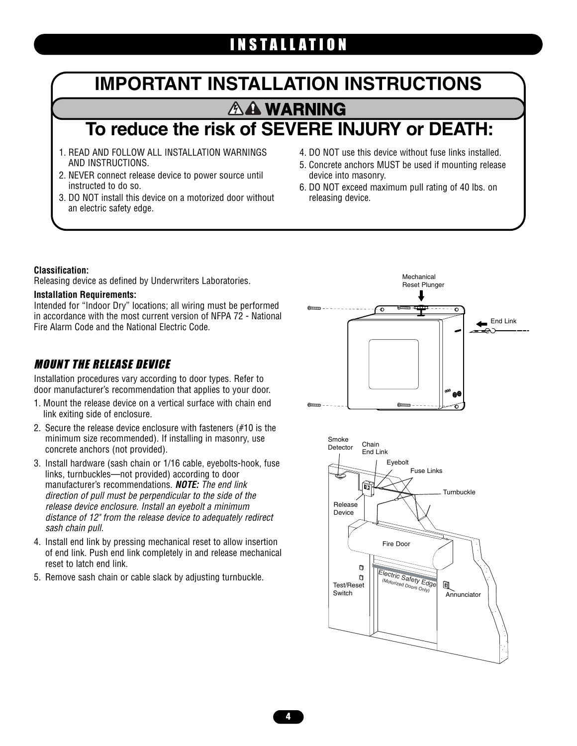# INSTALLATION

## IMPORTANT INSTALLATION INSTRUCTIONS

### ⚠ WARNING

## To reduce the risk of SEVERE INJURY or DEATH:

1. READ AND FOLLOW ALL INSTALLATION WARNINGS AND INSTRUCTIONS.
2. NEVER connect release device to power source until instructed to do so.
3. DO NOT install this device on a motorized door without an electric safety edge.
4. DO NOT use this device without fuse links installed.
5. Concrete anchors MUST be used if mounting release device into masonry.
6. DO NOT exceed maximum pull rating of 40 lbs. on releasing device.

**Classification:**
Releasing device as defined by Underwriters Laboratories.

**Installation Requirements:**
Intended for "Indoor Dry" locations; all wiring must be performed in accordance with the most current version of NFPA 72 - National Fire Alarm Code and the National Electric Code.

### *MOUNT THE RELEASE DEVICE*

Installation procedures vary according to door types. Refer to door manufacturer's recommendation that applies to your door.

1. Mount the release device on a vertical surface with chain end link exiting side of enclosure.
2. Secure the release device enclosure with fasteners (#10 is the minimum size recommended). If installing in masonry, use concrete anchors (not provided).
3. Install hardware (sash chain or 1/16 cable, eyebolts-hook, fuse links, turnbuckles—not provided) according to door manufacturer's recommendations. ***NOTE:*** *The end link direction of pull must be perpendicular to the side of the release device enclosure. Install an eyebolt a minimum distance of 12" from the release device to adequately redirect sash chain pull.*
4. Install end link by pressing mechanical reset to allow insertion of end link. Push end link completely in and release mechanical reset to latch end link.
5. Remove sash chain or cable slack by adjusting turnbuckle.

Mechanical Reset Plunger
End Link

Smoke Detector
Chain End Link
Eyebolt
Fuse Links
Turnbuckle
Release Device
Fire Door
Test/Reset Switch
Electric Safety Edge (Motorized Doors Only)
Annunciator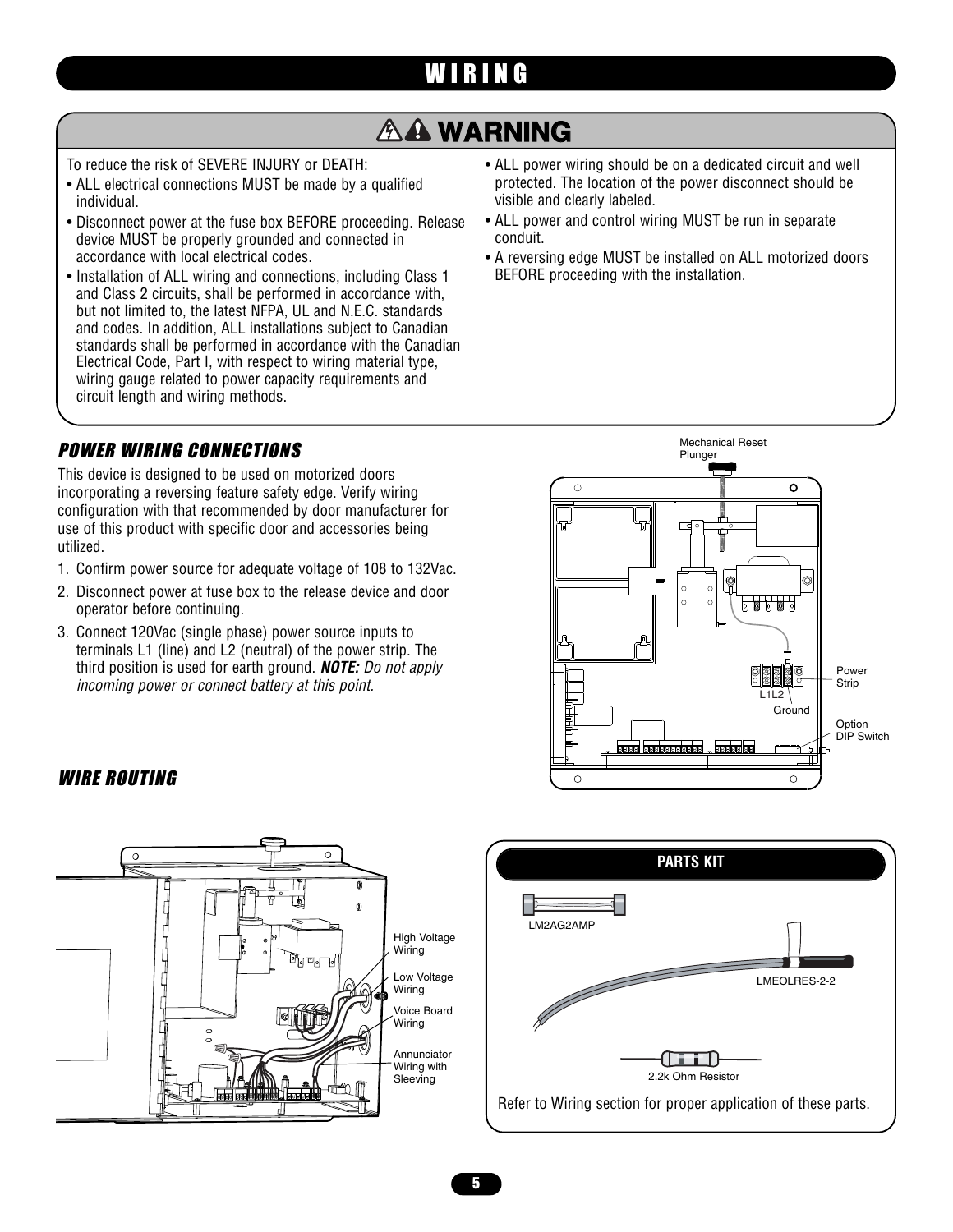# WIRING

## ⚠ WARNING

To reduce the risk of SEVERE INJURY or DEATH:

- ALL electrical connections MUST be made by a qualified individual.
- Disconnect power at the fuse box BEFORE proceeding. Release device MUST be properly grounded and connected in accordance with local electrical codes.
- Installation of ALL wiring and connections, including Class 1 and Class 2 circuits, shall be performed in accordance with, but not limited to, the latest NFPA, UL and N.E.C. standards and codes. In addition, ALL installations subject to Canadian standards shall be performed in accordance with the Canadian Electrical Code, Part I, with respect to wiring material type, wiring gauge related to power capacity requirements and circuit length and wiring methods.
- ALL power wiring should be on a dedicated circuit and well protected. The location of the power disconnect should be visible and clearly labeled.
- ALL power and control wiring MUST be run in separate conduit.
- A reversing edge MUST be installed on ALL motorized doors BEFORE proceeding with the installation.

### *POWER WIRING CONNECTIONS*

This device is designed to be used on motorized doors incorporating a reversing feature safety edge. Verify wiring configuration with that recommended by door manufacturer for use of this product with specific door and accessories being utilized.

1. Confirm power source for adequate voltage of 108 to 132Vac.
2. Disconnect power at fuse box to the release device and door operator before continuing.
3. Connect 120Vac (single phase) power source inputs to terminals L1 (line) and L2 (neutral) of the power strip. The third position is used for earth ground. ***NOTE:*** *Do not apply incoming power or connect battery at this point.*

Mechanical Reset Plunger

Power Strip

L1L2

Ground

Option DIP Switch

### *WIRE ROUTING*

High Voltage Wiring

Low Voltage Wiring

Voice Board Wiring

Annunciator Wiring with Sleeving

**PARTS KIT**

LM2AG2AMP

LMEOLRES-2-2

2.2k Ohm Resistor

Refer to Wiring section for proper application of these parts.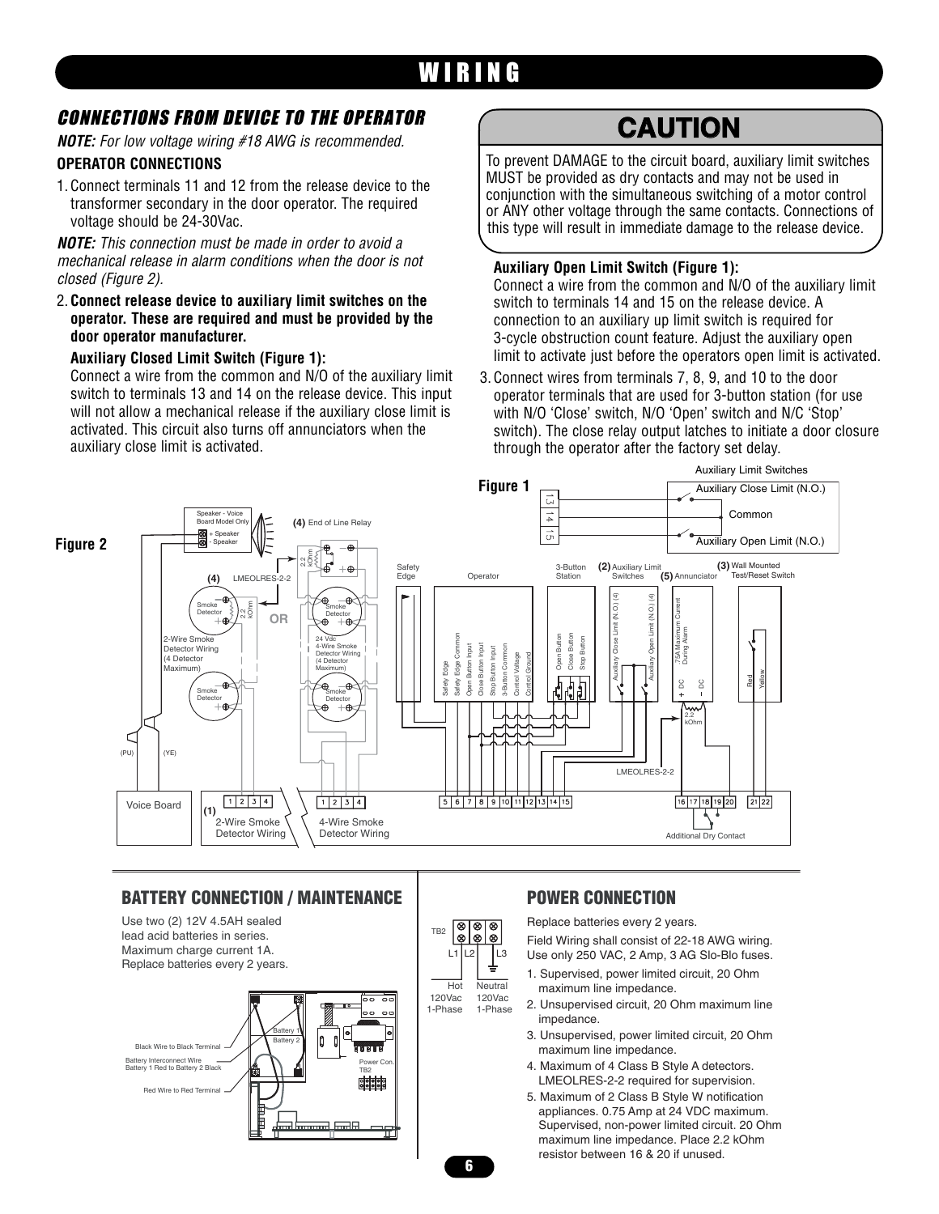# WIRING

## CONNECTIONS FROM DEVICE TO THE OPERATOR

***NOTE:*** *For low voltage wiring #18 AWG is recommended.*

### OPERATOR CONNECTIONS

1. Connect terminals 11 and 12 from the release device to the transformer secondary in the door operator. The required voltage should be 24-30Vac.

***NOTE:*** *This connection must be made in order to avoid a mechanical release in alarm conditions when the door is not closed (Figure 2).*

2. **Connect release device to auxiliary limit switches on the operator. These are required and must be provided by the door operator manufacturer.**

   **Auxiliary Closed Limit Switch (Figure 1):**
   Connect a wire from the common and N/O of the auxiliary limit switch to terminals 13 and 14 on the release device. This input will not allow a mechanical release if the auxiliary close limit is activated. This circuit also turns off annunciators when the auxiliary close limit is activated.

## CAUTION

To prevent DAMAGE to the circuit board, auxiliary limit switches MUST be provided as dry contacts and may not be used in conjunction with the simultaneous switching of a motor control or ANY other voltage through the same contacts. Connections of this type will result in immediate damage to the release device.

   **Auxiliary Open Limit Switch (Figure 1):**
   Connect a wire from the common and N/O of the auxiliary limit switch to terminals 14 and 15 on the release device. A connection to an auxiliary up limit switch is required for 3-cycle obstruction count feature. Adjust the auxiliary open limit to activate just before the operators open limit is activated.

3. Connect wires from terminals 7, 8, 9, and 10 to the door operator terminals that are used for 3-button station (for use with N/O 'Close' switch, N/O 'Open' switch and N/C 'Stop' switch). The close relay output latches to initiate a door closure through the operator after the factory set delay.

Figure 1

Figure 2

## BATTERY CONNECTION / MAINTENANCE

Use two (2) 12V 4.5AH sealed lead acid batteries in series.
Maximum charge current 1A.
Replace batteries every 2 years.

## POWER CONNECTION

Replace batteries every 2 years.

Field Wiring shall consist of 22-18 AWG wiring.
Use only 250 VAC, 2 Amp, 3 AG Slo-Blo fuses.

1. Supervised, power limited circuit, 20 Ohm maximum line impedance.
2. Unsupervised circuit, 20 Ohm maximum line impedance.
3. Unsupervised, power limited circuit, 20 Ohm maximum line impedance.
4. Maximum of 4 Class B Style A detectors. LMEOLRES-2-2 required for supervision.
5. Maximum of 2 Class B Style W notification appliances. 0.75 Amp at 24 VDC maximum. Supervised, non-power limited circuit. 20 Ohm maximum line impedance. Place 2.2 kOhm resistor between 16 & 20 if unused.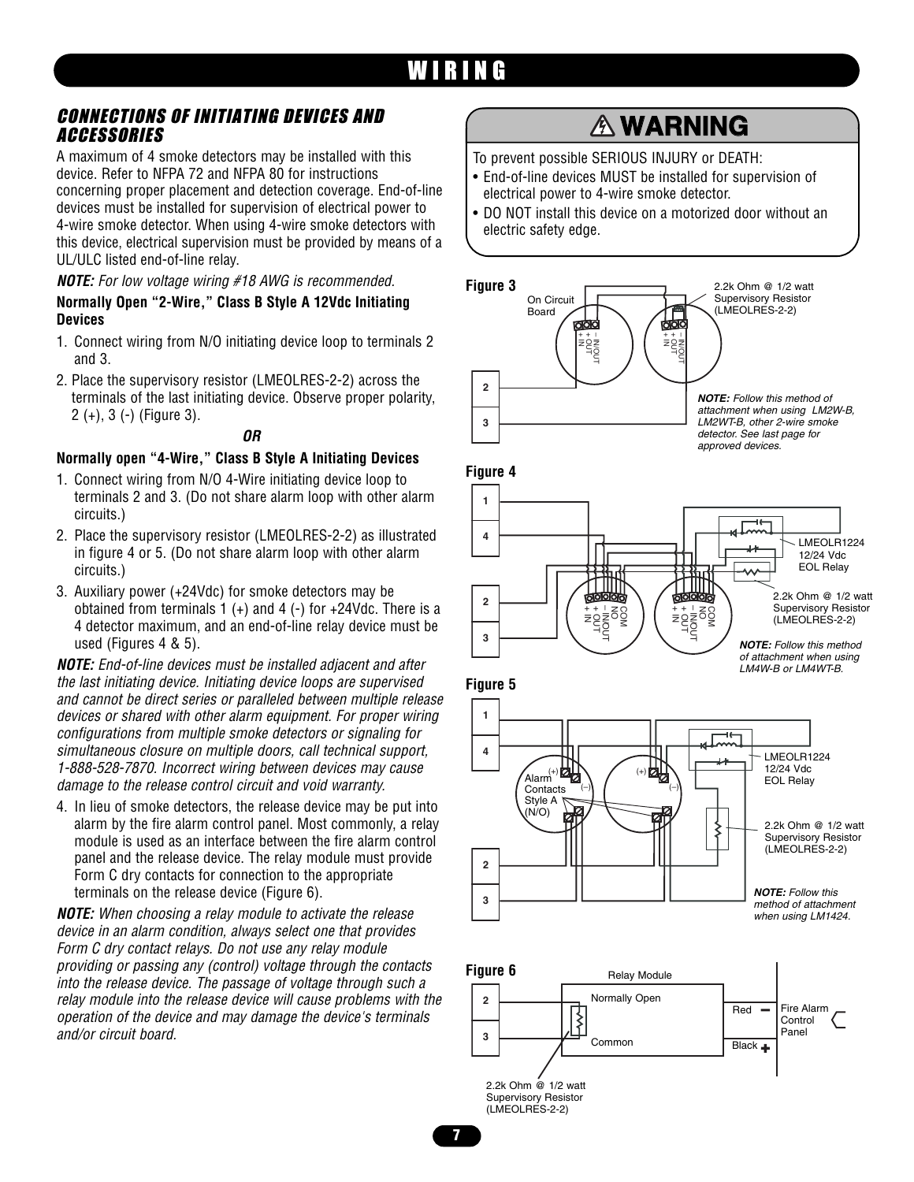# WIRING

## CONNECTIONS OF INITIATING DEVICES AND ACCESSORIES

A maximum of 4 smoke detectors may be installed with this device. Refer to NFPA 72 and NFPA 80 for instructions concerning proper placement and detection coverage. End-of-line devices must be installed for supervision of electrical power to 4-wire smoke detector. When using 4-wire smoke detectors with this device, electrical supervision must be provided by means of a UL/ULC listed end-of-line relay.

***NOTE:*** *For low voltage wiring #18 AWG is recommended.*

**Normally Open "2-Wire," Class B Style A 12Vdc Initiating Devices**

1. Connect wiring from N/O initiating device loop to terminals 2 and 3.
2. Place the supervisory resistor (LMEOLRES-2-2) across the terminals of the last initiating device. Observe proper polarity, 2 (+), 3 (-) (Figure 3).

***OR***

**Normally open "4-Wire," Class B Style A Initiating Devices**

1. Connect wiring from N/O 4-Wire initiating device loop to terminals 2 and 3. (Do not share alarm loop with other alarm circuits.)
2. Place the supervisory resistor (LMEOLRES-2-2) as illustrated in figure 4 or 5. (Do not share alarm loop with other alarm circuits.)
3. Auxiliary power (+24Vdc) for smoke detectors may be obtained from terminals 1 (+) and 4 (-) for +24Vdc. There is a 4 detector maximum, and an end-of-line relay device must be used (Figures 4 & 5).

***NOTE:*** *End-of-line devices must be installed adjacent and after the last initiating device. Initiating device loops are supervised and cannot be direct series or paralleled between multiple release devices or shared with other alarm equipment. For proper wiring configurations from multiple smoke detectors or signaling for simultaneous closure on multiple doors, call technical support, 1-888-528-7870. Incorrect wiring between devices may cause damage to the release control circuit and void warranty.*

4. In lieu of smoke detectors, the release device may be put into alarm by the fire alarm control panel. Most commonly, a relay module is used as an interface between the fire alarm control panel and the release device. The relay module must provide Form C dry contacts for connection to the appropriate terminals on the release device (Figure 6).

***NOTE:*** *When choosing a relay module to activate the release device in an alarm condition, always select one that provides Form C dry contact relays. Do not use any relay module providing or passing any (control) voltage through the contacts into the release device. The passage of voltage through such a relay module into the release device will cause problems with the operation of the device and may damage the device's terminals and/or circuit board.*

## ⚠ WARNING

To prevent possible SERIOUS INJURY or DEATH:

- End-of-line devices MUST be installed for supervision of electrical power to 4-wire smoke detector.
- DO NOT install this device on a motorized door without an electric safety edge.

**Figure 3**

On Circuit Board; 2; 3; – IN/OUT; + OUT; + IN; 2.2k Ohm @ 1/2 watt Supervisory Resistor (LMEOLRES-2-2)

***NOTE:*** *Follow this method of attachment when using LM2W-B, LM2WT-B, other 2-wire smoke detector. See last page for approved devices.*

**Figure 4**

1; 4; 2; 3; COM; NO; – IN/OUT; + OUT; + IN; LMEOLR1224 12/24 Vdc EOL Relay; 2.2k Ohm @ 1/2 watt Supervisory Resistor (LMEOLRES-2-2)

***NOTE:*** *Follow this method of attachment when using LM4W-B or LM4WT-B.*

**Figure 5**

1; 4; 2; 3; (+); (–); Alarm Contacts Style A (N/O); LMEOLR1224 12/24 Vdc EOL Relay; 2.2k Ohm @ 1/2 watt Supervisory Resistor (LMEOLRES-2-2)

***NOTE:*** *Follow this method of attachment when using LM1424.*

**Figure 6**

Relay Module; 2; 3; Normally Open; Common; Red –; Black +; Fire Alarm Control Panel; 2.2k Ohm @ 1/2 watt Supervisory Resistor (LMEOLRES-2-2)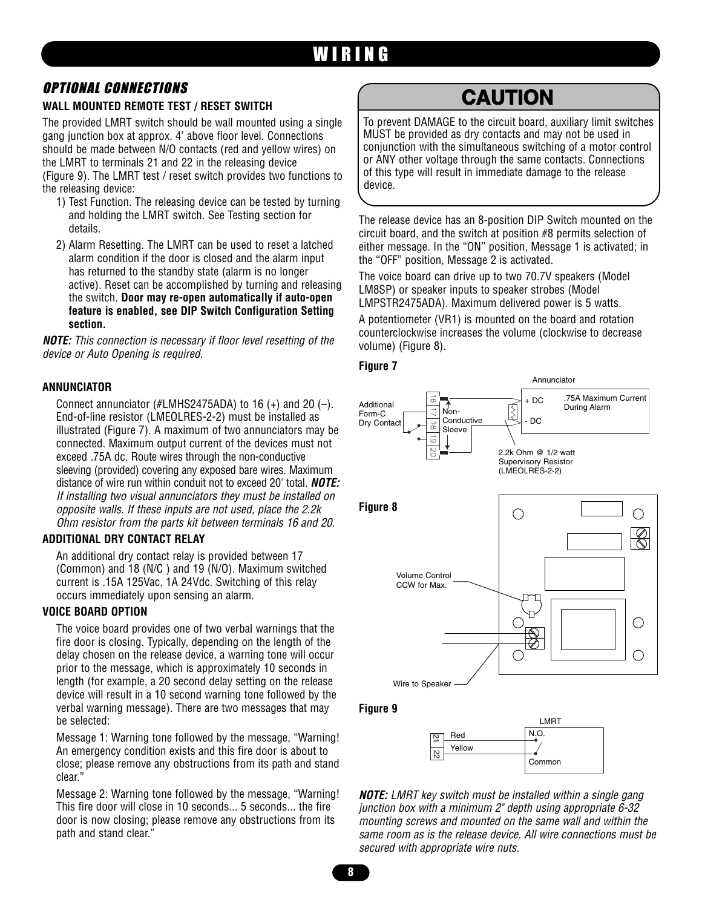# WIRING

## OPTIONAL CONNECTIONS

### WALL MOUNTED REMOTE TEST / RESET SWITCH

The provided LMRT switch should be wall mounted using a single gang junction box at approx. 4' above floor level. Connections should be made between N/O contacts (red and yellow wires) on the LMRT to terminals 21 and 22 in the releasing device (Figure 9). The LMRT test / reset switch provides two functions to the releasing device:

1) Test Function. The releasing device can be tested by turning and holding the LMRT switch. See Testing section for details.
2) Alarm Resetting. The LMRT can be used to reset a latched alarm condition if the door is closed and the alarm input has returned to the standby state (alarm is no longer active). Reset can be accomplished by turning and releasing the switch. **Door may re-open automatically if auto-open feature is enabled, see DIP Switch Configuration Setting section.**

***NOTE:*** *This connection is necessary if floor level resetting of the device or Auto Opening is required.*

### ANNUNCIATOR

Connect annunciator (#LMHS2475ADA) to 16 (+) and 20 (–). End-of-line resistor (LMEOLRES-2-2) must be installed as illustrated (Figure 7). A maximum of two annunciators may be connected. Maximum output current of the devices must not exceed .75A dc. Route wires through the non-conductive sleeving (provided) covering any exposed bare wires. Maximum distance of wire run within conduit not to exceed 20' total. ***NOTE:*** *If installing two visual annunciators they must be installed on opposite walls. If these inputs are not used, place the 2.2k Ohm resistor from the parts kit between terminals 16 and 20.*

### ADDITIONAL DRY CONTACT RELAY

An additional dry contact relay is provided between 17 (Common) and 18 (N/C ) and 19 (N/O). Maximum switched current is .15A 125Vac, 1A 24Vdc. Switching of this relay occurs immediately upon sensing an alarm.

### VOICE BOARD OPTION

The voice board provides one of two verbal warnings that the fire door is closing. Typically, depending on the length of the delay chosen on the release device, a warning tone will occur prior to the message, which is approximately 10 seconds in length (for example, a 20 second delay setting on the release device will result in a 10 second warning tone followed by the verbal warning message). There are two messages that may be selected:

Message 1: Warning tone followed by the message, "Warning! An emergency condition exists and this fire door is about to close; please remove any obstructions from its path and stand clear."

Message 2: Warning tone followed by the message, "Warning! This fire door will close in 10 seconds... 5 seconds... the fire door is now closing; please remove any obstructions from its path and stand clear."

## CAUTION

To prevent DAMAGE to the circuit board, auxiliary limit switches MUST be provided as dry contacts and may not be used in conjunction with the simultaneous switching of a motor control or ANY other voltage through the same contacts. Connections of this type will result in immediate damage to the release device.

The release device has an 8-position DIP Switch mounted on the circuit board, and the switch at position #8 permits selection of either message. In the "ON" position, Message 1 is activated; in the "OFF" position, Message 2 is activated.

The voice board can drive up to two 70.7V speakers (Model LM8SP) or speaker inputs to speaker strobes (Model LMPSTR2475ADA). Maximum delivered power is 5 watts.

A potentiometer (VR1) is mounted on the board and rotation counterclockwise increases the volume (clockwise to decrease volume) (Figure 8).

**Figure 7**

Annunciator; .75A Maximum Current During Alarm; + DC; - DC; Additional Form-C Dry Contact; 16 17 18 19 20; Non-Conductive Sleeve; 2.2k Ohm @ 1/2 watt Supervisory Resistor (LMEOLRES-2-2)

**Figure 8**

Volume Control CCW for Max.; Wire to Speaker

**Figure 9**

LMRT; 21 22; Red; Yellow; N.O.; Common

***NOTE:*** *LMRT key switch must be installed within a single gang junction box with a minimum 2" depth using appropriate 6-32 mounting screws and mounted on the same wall and within the same room as is the release device. All wire connections must be secured with appropriate wire nuts.*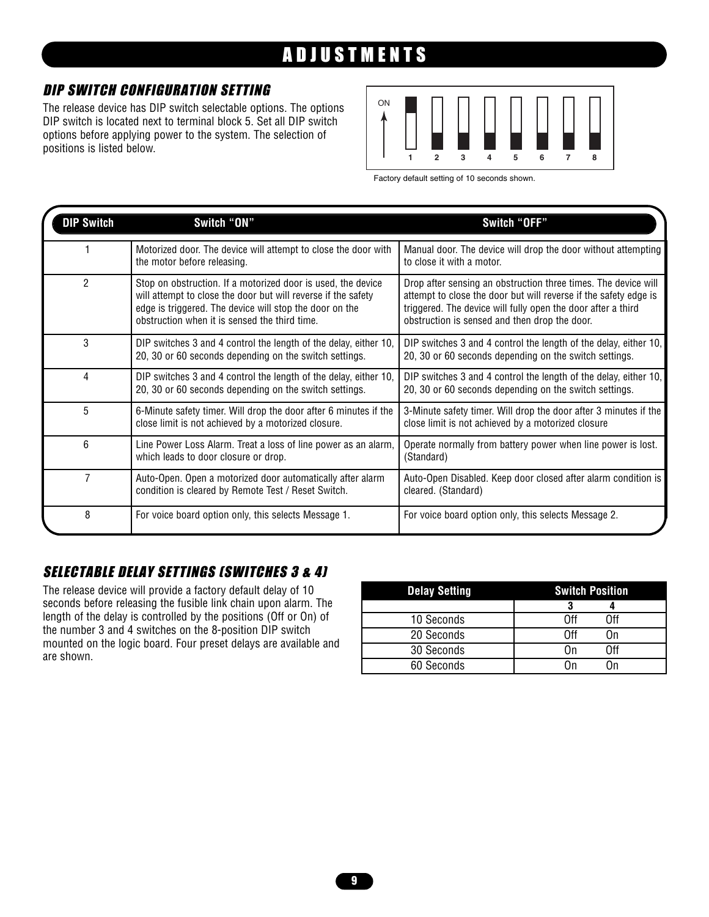# ADJUSTMENTS

## *DIP SWITCH CONFIGURATION SETTING*

The release device has DIP switch selectable options. The options DIP switch is located next to terminal block 5. Set all DIP switch options before applying power to the system. The selection of positions is listed below.

ON
1 2 3 4 5 6 7 8

Factory default setting of 10 seconds shown.

| DIP Switch | Switch "ON" | Switch "OFF" |
|---|---|---|
| 1 | Motorized door. The device will attempt to close the door with the motor before releasing. | Manual door. The device will drop the door without attempting to close it with a motor. |
| 2 | Stop on obstruction. If a motorized door is used, the device will attempt to close the door but will reverse if the safety edge is triggered. The device will stop the door on the obstruction when it is sensed the third time. | Drop after sensing an obstruction three times. The device will attempt to close the door but will reverse if the safety edge is triggered. The device will fully open the door after a third obstruction is sensed and then drop the door. |
| 3 | DIP switches 3 and 4 control the length of the delay, either 10, 20, 30 or 60 seconds depending on the switch settings. | DIP switches 3 and 4 control the length of the delay, either 10, 20, 30 or 60 seconds depending on the switch settings. |
| 4 | DIP switches 3 and 4 control the length of the delay, either 10, 20, 30 or 60 seconds depending on the switch settings. | DIP switches 3 and 4 control the length of the delay, either 10, 20, 30 or 60 seconds depending on the switch settings. |
| 5 | 6-Minute safety timer. Will drop the door after 6 minutes if the close limit is not achieved by a motorized closure. | 3-Minute safety timer. Will drop the door after 3 minutes if the close limit is not achieved by a motorized closure |
| 6 | Line Power Loss Alarm. Treat a loss of line power as an alarm, which leads to door closure or drop. | Operate normally from battery power when line power is lost. (Standard) |
| 7 | Auto-Open. Open a motorized door automatically after alarm condition is cleared by Remote Test / Reset Switch. | Auto-Open Disabled. Keep door closed after alarm condition is cleared. (Standard) |
| 8 | For voice board option only, this selects Message 1. | For voice board option only, this selects Message 2. |

## *SELECTABLE DELAY SETTINGS (SWITCHES 3 & 4)*

The release device will provide a factory default delay of 10 seconds before releasing the fusible link chain upon alarm. The length of the delay is controlled by the positions (Off or On) of the number 3 and 4 switches on the 8-position DIP switch mounted on the logic board. Four preset delays are available and are shown.

| Delay Setting | Switch Position | |
|---|---|---|
| | 3 | 4 |
| 10 Seconds | Off | Off |
| 20 Seconds | Off | On |
| 30 Seconds | On | Off |
| 60 Seconds | On | On |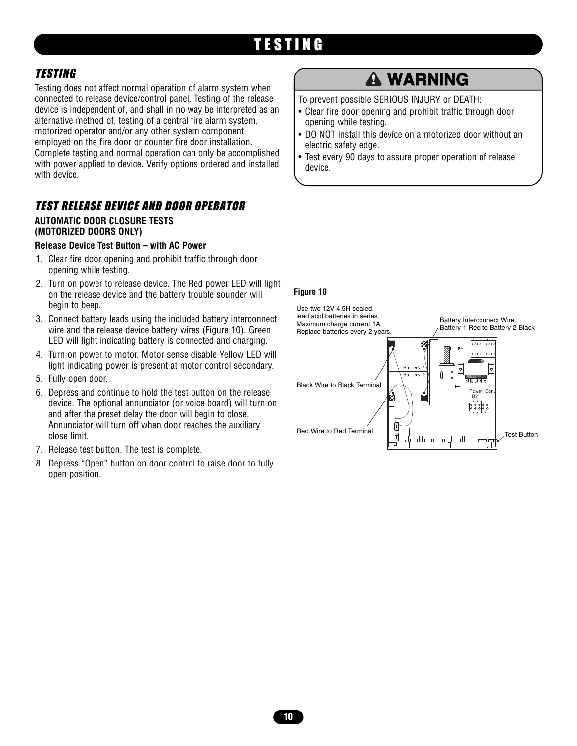# TESTING

## TESTING

Testing does not affect normal operation of alarm system when connected to release device/control panel. Testing of the release device is independent of, and shall in no way be interpreted as an alternative method of, testing of a central fire alarm system, motorized operator and/or any other system component employed on the fire door or counter fire door installation. Complete testing and normal operation can only be accomplished with power applied to device. Verify options ordered and installed with device.

> **⚠ WARNING**
>
> To prevent possible SERIOUS INJURY or DEATH:
> - Clear fire door opening and prohibit traffic through door opening while testing.
> - DO NOT install this device on a motorized door without an electric safety edge.
> - Test every 90 days to assure proper operation of release device.

## TEST RELEASE DEVICE AND DOOR OPERATOR

**AUTOMATIC DOOR CLOSURE TESTS (MOTORIZED DOORS ONLY)**

**Release Device Test Button – with AC Power**

1. Clear fire door opening and prohibit traffic through door opening while testing.
2. Turn on power to release device. The Red power LED will light on the release device and the battery trouble sounder will begin to beep.
3. Connect battery leads using the included battery interconnect wire and the release device battery wires (Figure 10). Green LED will light indicating battery is connected and charging.
4. Turn on power to motor. Motor sense disable Yellow LED will light indicating power is present at motor control secondary.
5. Fully open door.
6. Depress and continue to hold the test button on the release device. The optional annunciator (or voice board) will turn on and after the preset delay the door will begin to close. Annunciator will turn off when door reaches the auxiliary close limit.
7. Release test button. The test is complete.
8. Depress "Open" button on door control to raise door to fully open position.

**Figure 10**

Use two 12V 4.5H sealed lead acid batteries in series. Maximum charge current 1A. Replace batteries every 2 years.

Battery Interconnect Wire Battery 1 Red to Battery 2 Black

Battery 1

Battery 2

Black Wire to Black Terminal

Red Wire to Red Terminal

Power Con. TB2

Test Button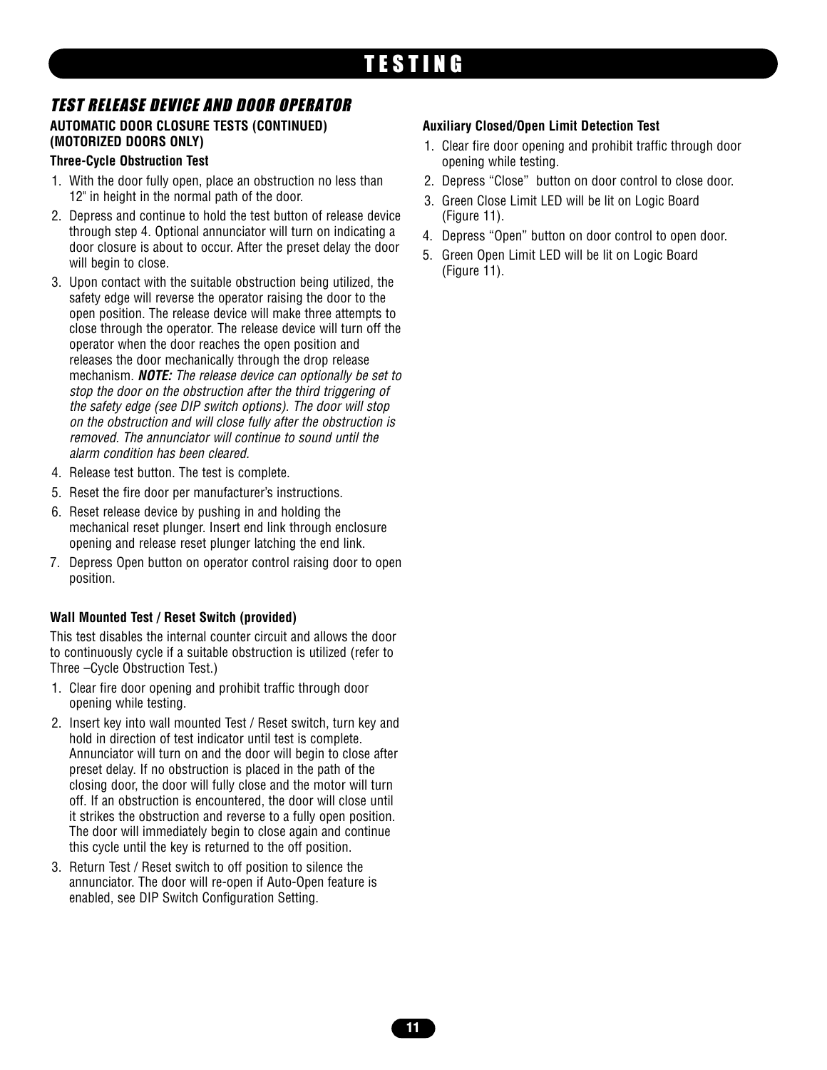# TESTING

## *TEST RELEASE DEVICE AND DOOR OPERATOR*

**AUTOMATIC DOOR CLOSURE TESTS (CONTINUED) (MOTORIZED DOORS ONLY)**

**Three-Cycle Obstruction Test**

1. With the door fully open, place an obstruction no less than 12" in height in the normal path of the door.
2. Depress and continue to hold the test button of release device through step 4. Optional annunciator will turn on indicating a door closure is about to occur. After the preset delay the door will begin to close.
3. Upon contact with the suitable obstruction being utilized, the safety edge will reverse the operator raising the door to the open position. The release device will make three attempts to close through the operator. The release device will turn off the operator when the door reaches the open position and releases the door mechanically through the drop release mechanism. ***NOTE:*** *The release device can optionally be set to stop the door on the obstruction after the third triggering of the safety edge (see DIP switch options). The door will stop on the obstruction and will close fully after the obstruction is removed. The annunciator will continue to sound until the alarm condition has been cleared.*
4. Release test button. The test is complete.
5. Reset the fire door per manufacturer's instructions.
6. Reset release device by pushing in and holding the mechanical reset plunger. Insert end link through enclosure opening and release reset plunger latching the end link.
7. Depress Open button on operator control raising door to open position.

**Wall Mounted Test / Reset Switch (provided)**

This test disables the internal counter circuit and allows the door to continuously cycle if a suitable obstruction is utilized (refer to Three –Cycle Obstruction Test.)

1. Clear fire door opening and prohibit traffic through door opening while testing.
2. Insert key into wall mounted Test / Reset switch, turn key and hold in direction of test indicator until test is complete. Annunciator will turn on and the door will begin to close after preset delay. If no obstruction is placed in the path of the closing door, the door will fully close and the motor will turn off. If an obstruction is encountered, the door will close until it strikes the obstruction and reverse to a fully open position. The door will immediately begin to close again and continue this cycle until the key is returned to the off position.
3. Return Test / Reset switch to off position to silence the annunciator. The door will re-open if Auto-Open feature is enabled, see DIP Switch Configuration Setting.

**Auxiliary Closed/Open Limit Detection Test**

1. Clear fire door opening and prohibit traffic through door opening while testing.
2. Depress "Close" button on door control to close door.
3. Green Close Limit LED will be lit on Logic Board (Figure 11).
4. Depress "Open" button on door control to open door.
5. Green Open Limit LED will be lit on Logic Board (Figure 11).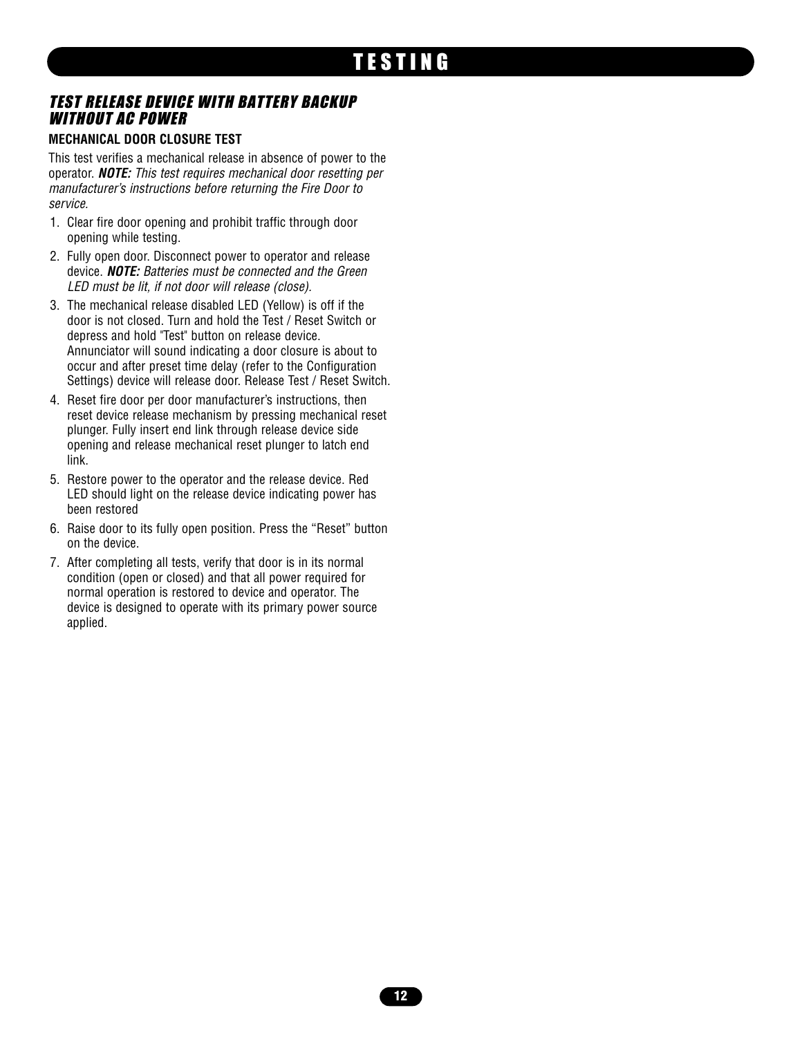# TESTING

## *TEST RELEASE DEVICE WITH BATTERY BACKUP WITHOUT AC POWER*

### MECHANICAL DOOR CLOSURE TEST

This test verifies a mechanical release in absence of power to the operator. ***NOTE:*** *This test requires mechanical door resetting per manufacturer's instructions before returning the Fire Door to service.*

1. Clear fire door opening and prohibit traffic through door opening while testing.
2. Fully open door. Disconnect power to operator and release device. ***NOTE:*** *Batteries must be connected and the Green LED must be lit, if not door will release (close).*
3. The mechanical release disabled LED (Yellow) is off if the door is not closed. Turn and hold the Test / Reset Switch or depress and hold "Test" button on release device. Annunciator will sound indicating a door closure is about to occur and after preset time delay (refer to the Configuration Settings) device will release door. Release Test / Reset Switch.
4. Reset fire door per door manufacturer's instructions, then reset device release mechanism by pressing mechanical reset plunger. Fully insert end link through release device side opening and release mechanical reset plunger to latch end link.
5. Restore power to the operator and the release device. Red LED should light on the release device indicating power has been restored
6. Raise door to its fully open position. Press the "Reset" button on the device.
7. After completing all tests, verify that door is in its normal condition (open or closed) and that all power required for normal operation is restored to device and operator. The device is designed to operate with its primary power source applied.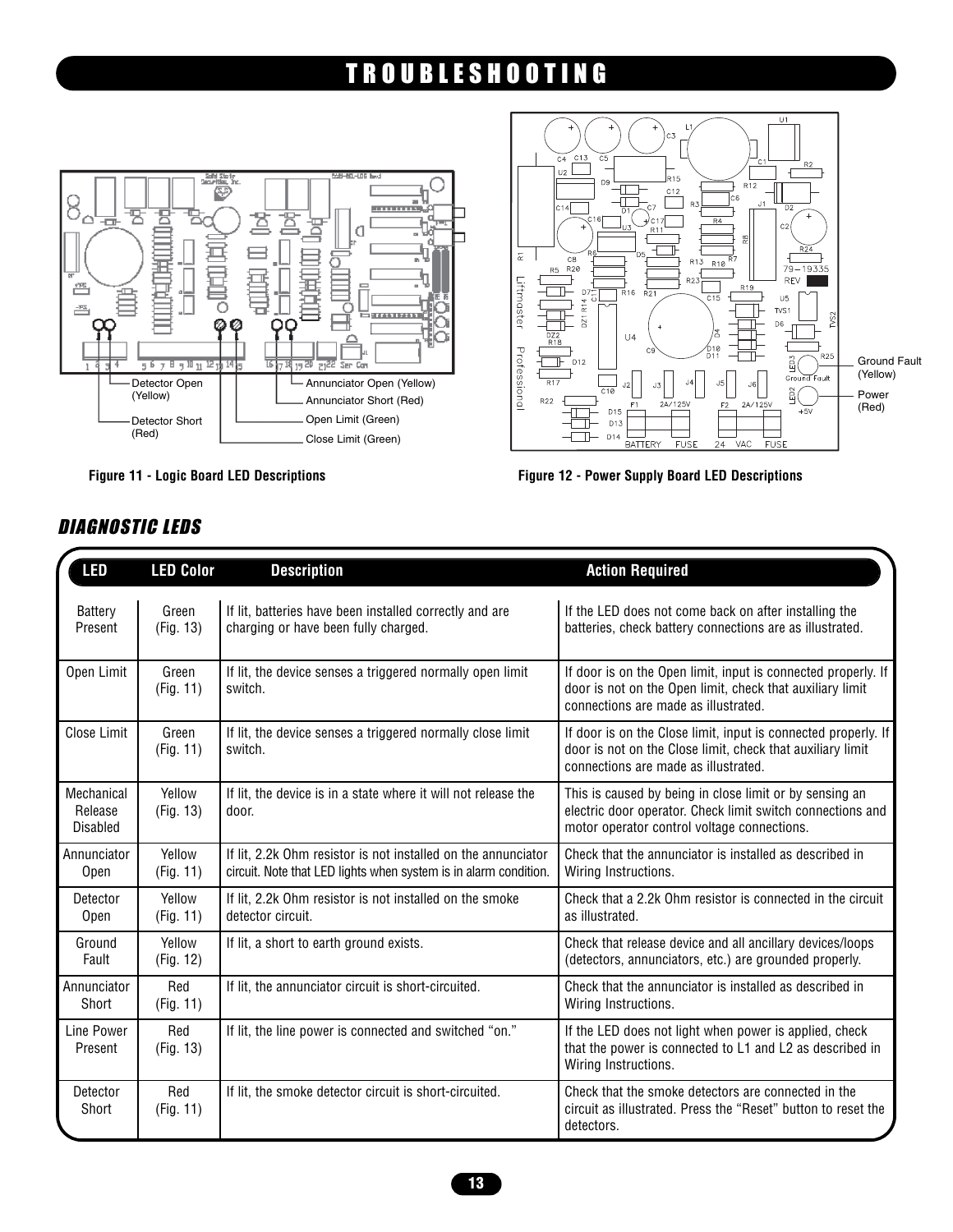# TROUBLESHOOTING

Detector Open (Yellow)

Detector Short (Red)

Annunciator Open (Yellow)

Annunciator Short (Red)

Open Limit (Green)

Close Limit (Green)

**Figure 11 - Logic Board LED Descriptions**

Ground Fault (Yellow)

Power (Red)

**Figure 12 - Power Supply Board LED Descriptions**

## *DIAGNOSTIC LEDS*

| LED | LED Color | Description | Action Required |
|---|---|---|---|
| Battery Present | Green (Fig. 13) | If lit, batteries have been installed correctly and are charging or have been fully charged. | If the LED does not come back on after installing the batteries, check battery connections are as illustrated. |
| Open Limit | Green (Fig. 11) | If lit, the device senses a triggered normally open limit switch. | If door is on the Open limit, input is connected properly. If door is not on the Open limit, check that auxiliary limit connections are made as illustrated. |
| Close Limit | Green (Fig. 11) | If lit, the device senses a triggered normally close limit switch. | If door is on the Close limit, input is connected properly. If door is not on the Close limit, check that auxiliary limit connections are made as illustrated. |
| Mechanical Release Disabled | Yellow (Fig. 13) | If lit, the device is in a state where it will not release the door. | This is caused by being in close limit or by sensing an electric door operator. Check limit switch connections and motor operator control voltage connections. |
| Annunciator Open | Yellow (Fig. 11) | If lit, 2.2k Ohm resistor is not installed on the annunciator circuit. Note that LED lights when system is in alarm condition. | Check that the annunciator is installed as described in Wiring Instructions. |
| Detector Open | Yellow (Fig. 11) | If lit, 2.2k Ohm resistor is not installed on the smoke detector circuit. | Check that a 2.2k Ohm resistor is connected in the circuit as illustrated. |
| Ground Fault | Yellow (Fig. 12) | If lit, a short to earth ground exists. | Check that release device and all ancillary devices/loops (detectors, annunciators, etc.) are grounded properly. |
| Annunciator Short | Red (Fig. 11) | If lit, the annunciator circuit is short-circuited. | Check that the annunciator is installed as described in Wiring Instructions. |
| Line Power Present | Red (Fig. 13) | If lit, the line power is connected and switched "on." | If the LED does not light when power is applied, check that the power is connected to L1 and L2 as described in Wiring Instructions. |
| Detector Short | Red (Fig. 11) | If lit, the smoke detector circuit is short-circuited. | Check that the smoke detectors are connected in the circuit as illustrated. Press the "Reset" button to reset the detectors. |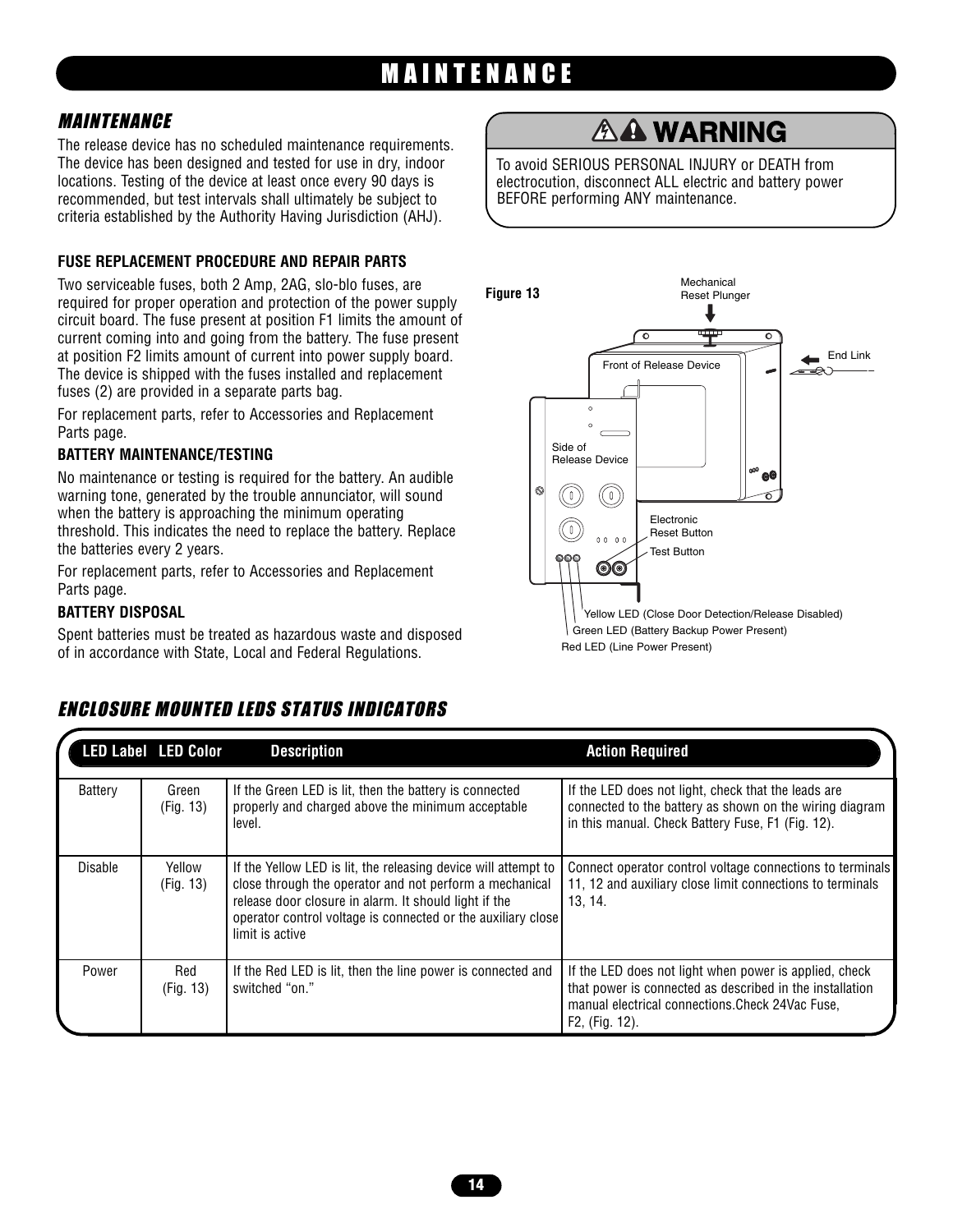# MAINTENANCE

## MAINTENANCE

The release device has no scheduled maintenance requirements. The device has been designed and tested for use in dry, indoor locations. Testing of the device at least once every 90 days is recommended, but test intervals shall ultimately be subject to criteria established by the Authority Having Jurisdiction (AHJ).

### FUSE REPLACEMENT PROCEDURE AND REPAIR PARTS

Two serviceable fuses, both 2 Amp, 2AG, slo-blo fuses, are required for proper operation and protection of the power supply circuit board. The fuse present at position F1 limits the amount of current coming into and going from the battery. The fuse present at position F2 limits amount of current into power supply board. The device is shipped with the fuses installed and replacement fuses (2) are provided in a separate parts bag.

For replacement parts, refer to Accessories and Replacement Parts page.

### BATTERY MAINTENANCE/TESTING

No maintenance or testing is required for the battery. An audible warning tone, generated by the trouble annunciator, will sound when the battery is approaching the minimum operating threshold. This indicates the need to replace the battery. Replace the batteries every 2 years.

For replacement parts, refer to Accessories and Replacement Parts page.

### BATTERY DISPOSAL

Spent batteries must be treated as hazardous waste and disposed of in accordance with State, Local and Federal Regulations.

**WARNING**

To avoid SERIOUS PERSONAL INJURY or DEATH from electrocution, disconnect ALL electric and battery power BEFORE performing ANY maintenance.

**Figure 13**

Mechanical Reset Plunger
End Link
Front of Release Device
Side of Release Device
Electronic Reset Button
Test Button
Yellow LED (Close Door Detection/Release Disabled)
Green LED (Battery Backup Power Present)
Red LED (Line Power Present)

## ENCLOSURE MOUNTED LEDS STATUS INDICATORS

| LED Label | LED Color | Description | Action Required |
|---|---|---|---|
| Battery | Green (Fig. 13) | If the Green LED is lit, then the battery is connected properly and charged above the minimum acceptable level. | If the LED does not light, check that the leads are connected to the battery as shown on the wiring diagram in this manual. Check Battery Fuse, F1 (Fig. 12). |
| Disable | Yellow (Fig. 13) | If the Yellow LED is lit, the releasing device will attempt to close through the operator and not perform a mechanical release door closure in alarm. It should light if the operator control voltage is connected or the auxiliary close limit is active | Connect operator control voltage connections to terminals 11, 12 and auxiliary close limit connections to terminals 13, 14. |
| Power | Red (Fig. 13) | If the Red LED is lit, then the line power is connected and switched "on." | If the LED does not light when power is applied, check that power is connected as described in the installation manual electrical connections.Check 24Vac Fuse, F2, (Fig. 12). |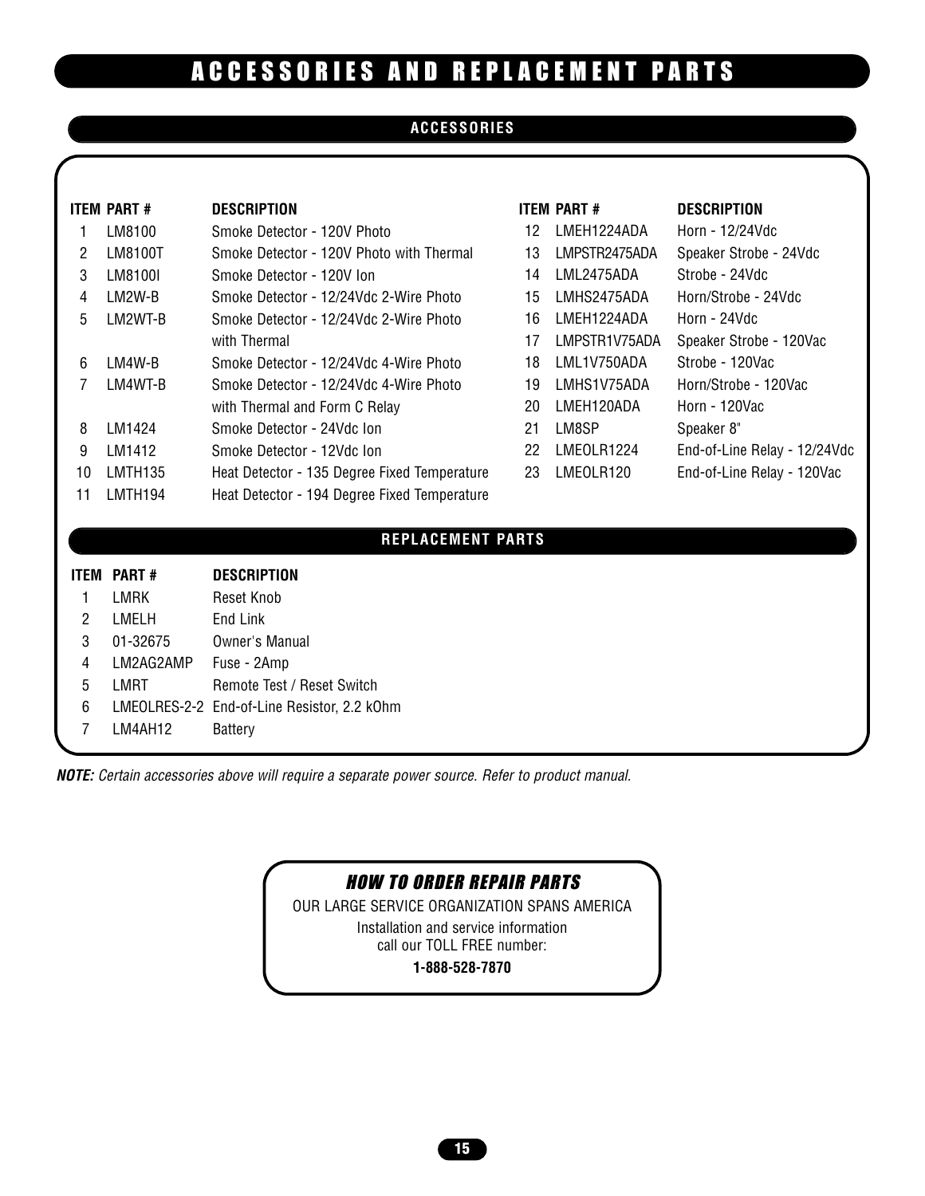# ACCESSORIES AND REPLACEMENT PARTS

## ACCESSORIES

| ITEM | PART # | DESCRIPTION |
|---|---|---|
| 1 | LM8100 | Smoke Detector - 120V Photo |
| 2 | LM8100T | Smoke Detector - 120V Photo with Thermal |
| 3 | LM8100I | Smoke Detector - 120V Ion |
| 4 | LM2W-B | Smoke Detector - 12/24Vdc 2-Wire Photo |
| 5 | LM2WT-B | Smoke Detector - 12/24Vdc 2-Wire Photo with Thermal |
| 6 | LM4W-B | Smoke Detector - 12/24Vdc 4-Wire Photo |
| 7 | LM4WT-B | Smoke Detector - 12/24Vdc 4-Wire Photo with Thermal and Form C Relay |
| 8 | LM1424 | Smoke Detector - 24Vdc Ion |
| 9 | LM1412 | Smoke Detector - 12Vdc Ion |
| 10 | LMTH135 | Heat Detector - 135 Degree Fixed Temperature |
| 11 | LMTH194 | Heat Detector - 194 Degree Fixed Temperature |
| 12 | LMEH1224ADA | Horn - 12/24Vdc |
| 13 | LMPSTR2475ADA | Speaker Strobe - 24Vdc |
| 14 | LML2475ADA | Strobe - 24Vdc |
| 15 | LMHS2475ADA | Horn/Strobe - 24Vdc |
| 16 | LMEH1224ADA | Horn - 24Vdc |
| 17 | LMPSTR1V75ADA | Speaker Strobe - 120Vac |
| 18 | LML1V750ADA | Strobe - 120Vac |
| 19 | LMHS1V75ADA | Horn/Strobe - 120Vac |
| 20 | LMEH120ADA | Horn - 120Vac |
| 21 | LM8SP | Speaker 8" |
| 22 | LMEOLR1224 | End-of-Line Relay - 12/24Vdc |
| 23 | LMEOLR120 | End-of-Line Relay - 120Vac |

## REPLACEMENT PARTS

| ITEM | PART # | DESCRIPTION |
|---|---|---|
| 1 | LMRK | Reset Knob |
| 2 | LMELH | End Link |
| 3 | 01-32675 | Owner's Manual |
| 4 | LM2AG2AMP | Fuse - 2Amp |
| 5 | LMRT | Remote Test / Reset Switch |
| 6 | LMEOLRES-2-2 | End-of-Line Resistor, 2.2 kOhm |
| 7 | LM4AH12 | Battery |

***NOTE:*** *Certain accessories above will require a separate power source. Refer to product manual.*

### *HOW TO ORDER REPAIR PARTS*

OUR LARGE SERVICE ORGANIZATION SPANS AMERICA

Installation and service information call our TOLL FREE number:

**1-888-528-7870**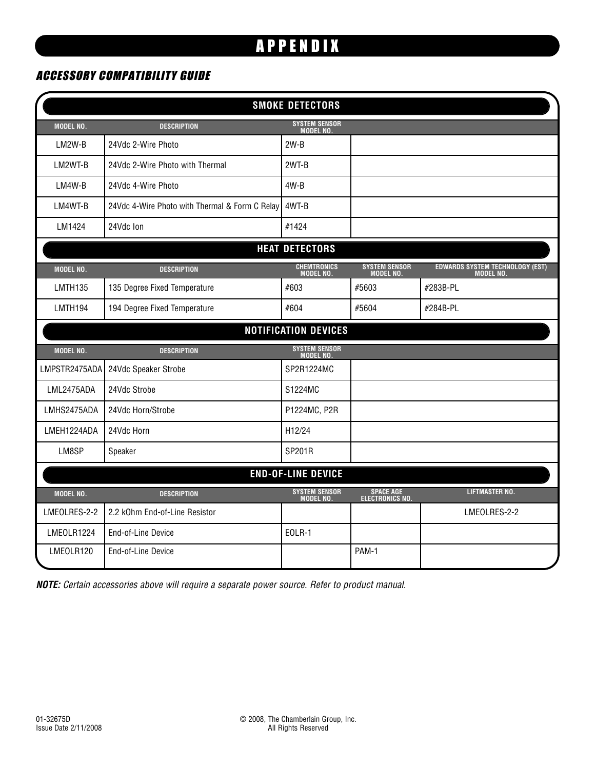# APPENDIX

## ACCESSORY COMPATIBILITY GUIDE

### SMOKE DETECTORS

| MODEL NO. | DESCRIPTION | SYSTEM SENSOR MODEL NO. |
|---|---|---|
| LM2W-B | 24Vdc 2-Wire Photo | 2W-B |
| LM2WT-B | 24Vdc 2-Wire Photo with Thermal | 2WT-B |
| LM4W-B | 24Vdc 4-Wire Photo | 4W-B |
| LM4WT-B | 24Vdc 4-Wire Photo with Thermal & Form C Relay | 4WT-B |
| LM1424 | 24Vdc Ion | #1424 |

### HEAT DETECTORS

| MODEL NO. | DESCRIPTION | CHEMTRONICS MODEL NO. | SYSTEM SENSOR MODEL NO. | EDWARDS SYSTEM TECHNOLOGY (EST) MODEL NO. |
|---|---|---|---|---|
| LMTH135 | 135 Degree Fixed Temperature | #603 | #5603 | #283B-PL |
| LMTH194 | 194 Degree Fixed Temperature | #604 | #5604 | #284B-PL |

### NOTIFICATION DEVICES

| MODEL NO. | DESCRIPTION | SYSTEM SENSOR MODEL NO. |
|---|---|---|
| LMPSTR2475ADA | 24Vdc Speaker Strobe | SP2R1224MC |
| LML2475ADA | 24Vdc Strobe | S1224MC |
| LMHS2475ADA | 24Vdc Horn/Strobe | P1224MC, P2R |
| LMEH1224ADA | 24Vdc Horn | H12/24 |
| LM8SP | Speaker | SP201R |

### END-OF-LINE DEVICE

| MODEL NO. | DESCRIPTION | SYSTEM SENSOR MODEL NO. | SPACE AGE ELECTRONICS NO. | LIFTMASTER NO. |
|---|---|---|---|---|
| LMEOLRES-2-2 | 2.2 kOhm End-of-Line Resistor | | | LMEOLRES-2-2 |
| LMEOLR1224 | End-of-Line Device | EOLR-1 | | |
| LMEOLR120 | End-of-Line Device | | PAM-1 | |

***NOTE:*** *Certain accessories above will require a separate power source. Refer to product manual.*

01-32675D
Issue Date 2/11/2008

© 2008, The Chamberlain Group, Inc.
All Rights Reserved